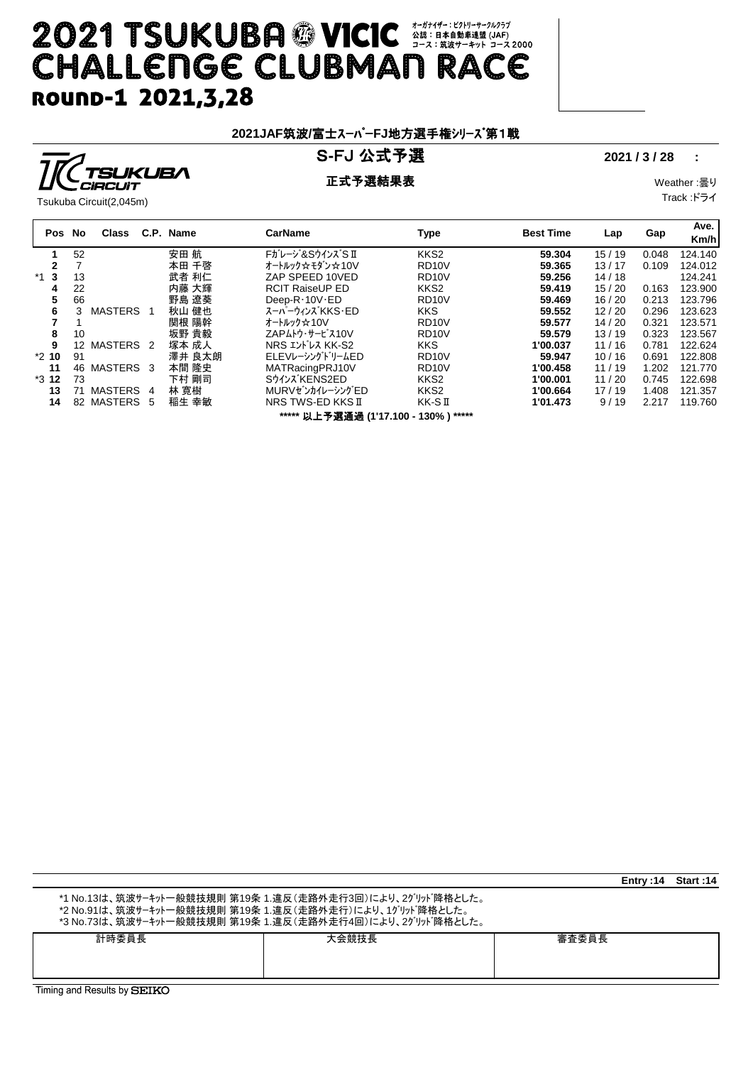# 2021 TSUKUBA VICIC CHALLENGE CLUBMAN RACE

オーガナイザー：ビクトリーサークルクラブ
公認：日本自動車連盟 (JAF)
コース：筑波サーキット コース2000

## ROUND-1 2021,3,28

### 2021JAF筑波/富士スーパーFJ地方選手権シリーズ第1戦

TSUKUBA CIRCUIT

Tsukuba Circuit(2,045m)

## S-FJ 公式予選

**正式予選結果表**

**2021 / 3 / 28 :**

Weather :曇り

Track :ドライ

| Pos | No | Class | C.P. | Name | CarName | Type | Best Time | Lap | Gap | Ave. Km/h |
|---|---|---|---|---|---|---|---|---|---|---|
| 1 | 52 | | | 安田 航 | Fガレージ&SウインズSⅡ | KKS2 | 59.304 | 15 / 19 | 0.048 | 124.140 |
| 2 | 7 | | | 本田 千啓 | オートルック☆モダン☆10V | RD10V | 59.365 | 13 / 17 | 0.109 | 124.012 |
| *1 3 | 13 | | | 武者 利仁 | ZAP SPEED 10VED | RD10V | 59.256 | 14 / 18 | | 124.241 |
| 4 | 22 | | | 内藤 大輝 | RCIT RaiseUP ED | KKS2 | 59.419 | 15 / 20 | 0.163 | 123.900 |
| 5 | 66 | | | 野島 遼葵 | Deep-R･10V･ED | RD10V | 59.469 | 16 / 20 | 0.213 | 123.796 |
| 6 | 3 | MASTERS | 1 | 秋山 健也 | スーパーウィンズKKS･ED | KKS | 59.552 | 12 / 20 | 0.296 | 123.623 |
| 7 | 1 | | | 関根 陽幹 | オートルック☆10V | RD10V | 59.577 | 14 / 20 | 0.321 | 123.571 |
| 8 | 10 | | | 坂野 貴毅 | ZAPムトウ･サービス10V | RD10V | 59.579 | 13 / 19 | 0.323 | 123.567 |
| 9 | 12 | MASTERS | 2 | 塚本 成人 | NRS エンドレス KK-S2 | KKS | 1'00.037 | 11 / 16 | 0.781 | 122.624 |
| *2 10 | 91 | | | 澤井 良太朗 | ELEVレーシングドリームED | RD10V | 59.947 | 10 / 16 | 0.691 | 122.808 |
| 11 | 46 | MASTERS | 3 | 本間 隆史 | MATRacingPRJ10V | RD10V | 1'00.458 | 11 / 19 | 1.202 | 121.770 |
| *3 12 | 73 | | | 下村 剛司 | SウインズKENS2ED | KKS2 | 1'00.001 | 11 / 20 | 0.745 | 122.698 |
| 13 | 71 | MASTERS | 4 | 林 寛樹 | MURVゼンカイレーシングED | KKS2 | 1'00.664 | 17 / 19 | 1.408 | 121.357 |
| 14 | 82 | MASTERS | 5 | 稲生 幸敏 | NRS TWS-ED KKSⅡ | KK-SⅡ | 1'01.473 | 9 / 19 | 2.217 | 119.760 |

***** 以上予選通過 (1'17.100 - 130% ) *****

**Entry :14 Start :14**

*1 No.13は、筑波サーキット一般競技規則 第19条 1.違反（走路外走行3回）により、2グリッド降格とした。
*2 No.91は、筑波サーキット一般競技規則 第19条 1.違反（走路外走行）により、1グリッド降格とした。
*3 No.73は、筑波サーキット一般競技規則 第19条 1.違反（走路外走行4回）により、2グリッド降格とした。

| 計時委員長 | 大会競技長 | 審査委員長 |
|---|---|---|
| | | |

Timing and Results by SEIKO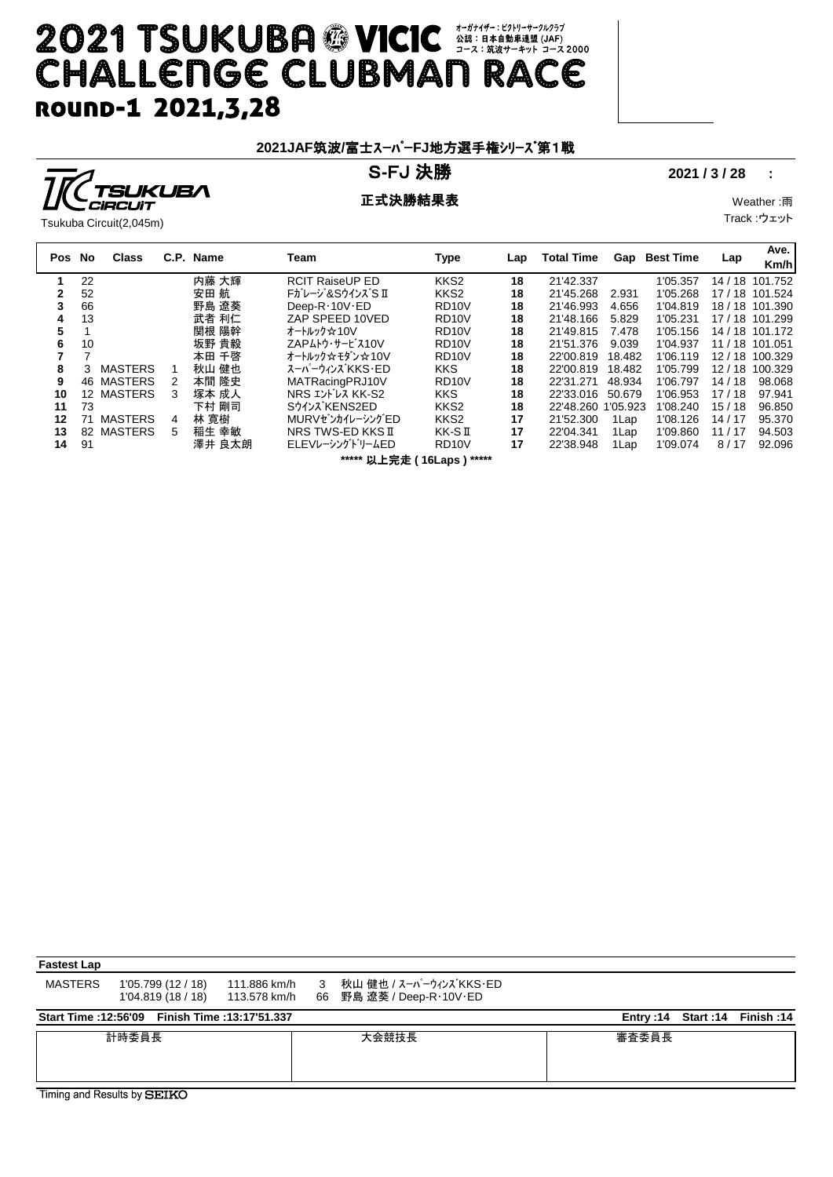# 2021 TSUKUBA VICIC CHALLENGE CLUBMAN RACE ROUND-1 2021,3,28

オーガナイザー：ビクトリーサークルクラブ
公認：日本自動車連盟 (JAF)
コース：筑波サーキット コース2000

**2021JAF筑波/富士ｽｰﾊﾟｰFJ地方選手権ｼﾘｰｽﾞ第1戦**

TSUKUBA CIRCUIT

Tsukuba Circuit(2,045m)

## S-FJ 決勝

**正式決勝結果表**

**2021 / 3 / 28 :**

Weather :雨
Track :ウェット

| Pos | No | Class | C.P. | Name | Team | Type | Lap | Total Time | Gap | Best Time | Lap | Ave. Km/h |
|---|---|---|---|---|---|---|---|---|---|---|---|---|
| 1 | 22 | | | 内藤 大輝 | RCIT RaiseUP ED | KKS2 | 18 | 21'42.337 | | 1'05.357 | 14 / 18 | 101.752 |
| 2 | 52 | | | 安田 航 | Fｶﾞﾚｰｼﾞ&SｳｲﾝｽﾞSⅡ | KKS2 | 18 | 21'45.268 | 2.931 | 1'05.268 | 17 / 18 | 101.524 |
| 3 | 66 | | | 野島 遼葵 | Deep-R･10V･ED | RD10V | 18 | 21'46.993 | 4.656 | 1'04.819 | 18 / 18 | 101.390 |
| 4 | 13 | | | 武者 利仁 | ZAP SPEED 10VED | RD10V | 18 | 21'48.166 | 5.829 | 1'05.231 | 17 / 18 | 101.299 |
| 5 | 1 | | | 関根 陽幹 | ｵｰﾄﾙｯｸ☆10V | RD10V | 18 | 21'49.815 | 7.478 | 1'05.156 | 14 / 18 | 101.172 |
| 6 | 10 | | | 坂野 貴毅 | ZAPﾑﾄｳ･ｻｰﾋﾞｽ10V | RD10V | 18 | 21'51.376 | 9.039 | 1'04.937 | 11 / 18 | 101.051 |
| 7 | 7 | | | 本田 千啓 | ｵｰﾄﾙｯｸ☆ﾓﾀﾞﾝ☆10V | RD10V | 18 | 22'00.819 | 18.482 | 1'06.119 | 12 / 18 | 100.329 |
| 8 | 3 | MASTERS | 1 | 秋山 健也 | ｽｰﾊﾟｰｳｨﾝｽﾞKKS･ED | KKS | 18 | 22'00.819 | 18.482 | 1'05.799 | 12 / 18 | 100.329 |
| 9 | 46 | MASTERS | 2 | 本間 隆史 | MATRacingPRJ10V | RD10V | 18 | 22'31.271 | 48.934 | 1'06.797 | 14 / 18 | 98.068 |
| 10 | 12 | MASTERS | 3 | 塚本 成人 | NRS ｴﾝﾄﾞﾚｽ KK-S2 | KKS | 18 | 22'33.016 | 50.679 | 1'06.953 | 17 / 18 | 97.941 |
| 11 | 73 | | | 下村 剛司 | SｳｲﾝｽﾞKENS2ED | KKS2 | 18 | 22'48.260 | 1'05.923 | 1'08.240 | 15 / 18 | 96.850 |
| 12 | 71 | MASTERS | 4 | 林 寛樹 | MURVｾﾞﾝｶｲﾚｰｼﾝｸﾞED | KKS2 | 17 | 21'52.300 | 1Lap | 1'08.126 | 14 / 17 | 95.370 |
| 13 | 82 | MASTERS | 5 | 稲生 幸敏 | NRS TWS-ED KKSⅡ | KK-SⅡ | 17 | 22'04.341 | 1Lap | 1'09.860 | 11 / 17 | 94.503 |
| 14 | 91 | | | 澤井 良太朗 | ELEVﾚｰｼﾝｸﾞﾄﾞﾘｰﾑED | RD10V | 17 | 22'38.948 | 1Lap | 1'09.074 | 8 / 17 | 92.096 |

***** 以上完走 ( 16Laps ) *****

**Fastest Lap**

| | | | | |
|---|---|---|---|---|
| MASTERS | 1'05.799 (12 / 18) | 111.886 km/h | 3 | 秋山 健也 / ｽｰﾊﾟｰｳｨﾝｽﾞKKS･ED |
| | 1'04.819 (18 / 18) | 113.578 km/h | 66 | 野島 遼葵 / Deep-R･10V･ED |

**Start Time :12:56'09 Finish Time :13:17'51.337**

**Entry :14 Start :14 Finish :14**

| 計時委員長 | 大会競技長 | 審査委員長 |
|---|---|---|
| | | |

Timing and Results by SEIKO